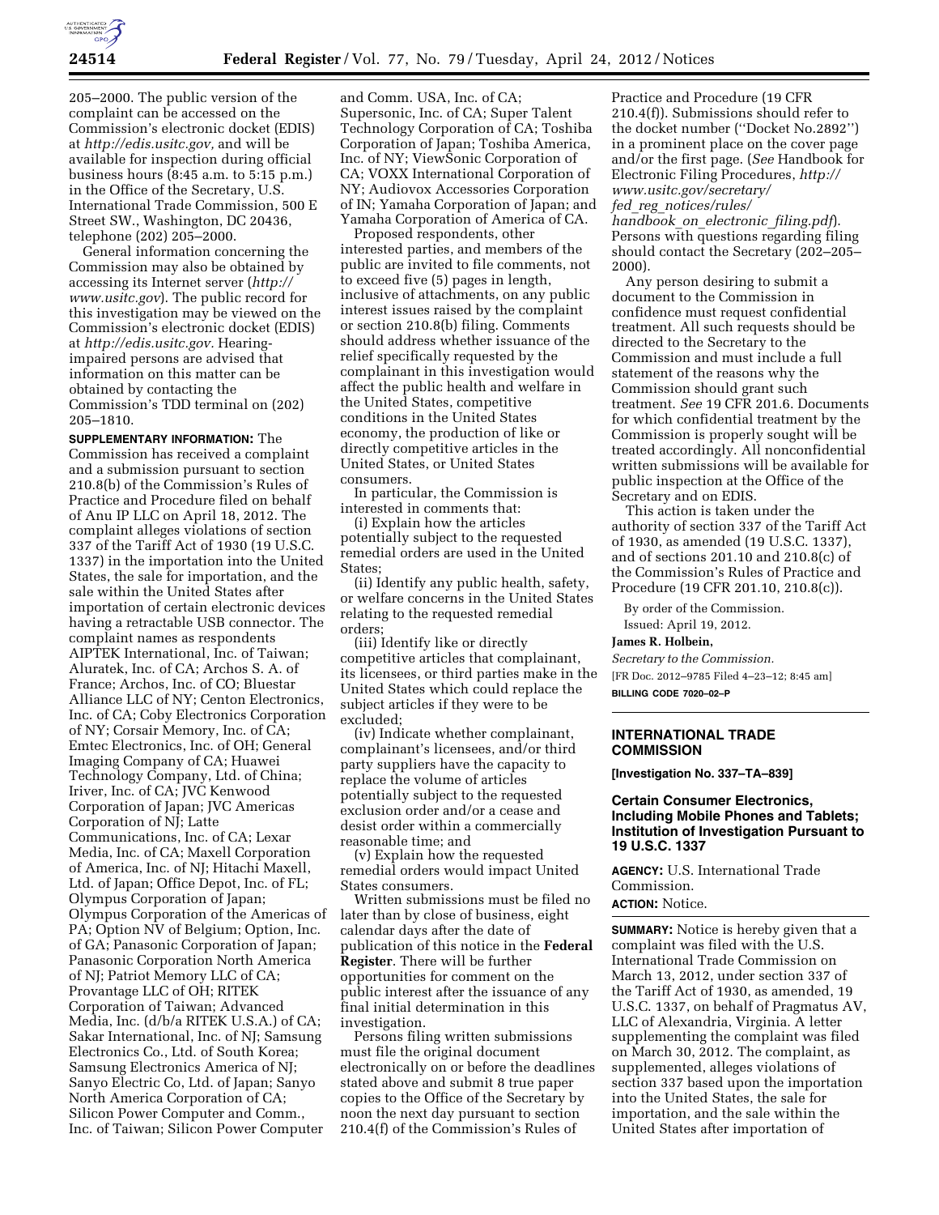205–2000. The public version of the complaint can be accessed on the Commission's electronic docket (EDIS) at *http://edis.usitc.gov,* and will be available for inspection during official business hours (8:45 a.m. to 5:15 p.m.) in the Office of the Secretary, U.S. International Trade Commission, 500 E Street SW., Washington, DC 20436, telephone (202) 205–2000.

General information concerning the Commission may also be obtained by accessing its Internet server (*http://www.usitc.gov*). The public record for this investigation may be viewed on the Commission's electronic docket (EDIS) at *http://edis.usitc.gov.* Hearing-impaired persons are advised that information on this matter can be obtained by contacting the Commission's TDD terminal on (202) 205–1810.

**SUPPLEMENTARY INFORMATION:** The Commission has received a complaint and a submission pursuant to section 210.8(b) of the Commission's Rules of Practice and Procedure filed on behalf of Anu IP LLC on April 18, 2012. The complaint alleges violations of section 337 of the Tariff Act of 1930 (19 U.S.C. 1337) in the importation into the United States, the sale for importation, and the sale within the United States after importation of certain electronic devices having a retractable USB connector. The complaint names as respondents AIPTEK International, Inc. of Taiwan; Aluratek, Inc. of CA; Archos S. A. of France; Archos, Inc. of CO; Bluestar Alliance LLC of NY; Centon Electronics, Inc. of CA; Coby Electronics Corporation of NY; Corsair Memory, Inc. of CA; Emtec Electronics, Inc. of OH; General Imaging Company of CA; Huawei Technology Company, Ltd. of China; Iriver, Inc. of CA; JVC Kenwood Corporation of Japan; JVC Americas Corporation of NJ; Latte Communications, Inc. of CA; Lexar Media, Inc. of CA; Maxell Corporation of America, Inc. of NJ; Hitachi Maxell, Ltd. of Japan; Office Depot, Inc. of FL; Olympus Corporation of Japan; Olympus Corporation of the Americas of PA; Option NV of Belgium; Option, Inc. of GA; Panasonic Corporation of Japan; Panasonic Corporation North America of NJ; Patriot Memory LLC of CA; Provantage LLC of OH; RITEK Corporation of Taiwan; Advanced Media, Inc. (d/b/a RITEK U.S.A.) of CA; Sakar International, Inc. of NJ; Samsung Electronics Co., Ltd. of South Korea; Samsung Electronics America of NJ; Sanyo Electric Co, Ltd. of Japan; Sanyo North America Corporation of CA; Silicon Power Computer and Comm., Inc. of Taiwan; Silicon Power Computer and Comm. USA, Inc. of CA; Supersonic, Inc. of CA; Super Talent Technology Corporation of CA; Toshiba Corporation of Japan; Toshiba America, Inc. of NY; ViewSonic Corporation of CA; VOXX International Corporation of NY; Audiovox Accessories Corporation of IN; Yamaha Corporation of Japan; and Yamaha Corporation of America of CA.

Proposed respondents, other interested parties, and members of the public are invited to file comments, not to exceed five (5) pages in length, inclusive of attachments, on any public interest issues raised by the complaint or section 210.8(b) filing. Comments should address whether issuance of the relief specifically requested by the complainant in this investigation would affect the public health and welfare in the United States, competitive conditions in the United States economy, the production of like or directly competitive articles in the United States, or United States consumers.

In particular, the Commission is interested in comments that:

(i) Explain how the articles potentially subject to the requested remedial orders are used in the United States;

(ii) Identify any public health, safety, or welfare concerns in the United States relating to the requested remedial orders;

(iii) Identify like or directly competitive articles that complainant, its licensees, or third parties make in the United States which could replace the subject articles if they were to be excluded;

(iv) Indicate whether complainant, complainant's licensees, and/or third party suppliers have the capacity to replace the volume of articles potentially subject to the requested exclusion order and/or a cease and desist order within a commercially reasonable time; and

(v) Explain how the requested remedial orders would impact United States consumers.

Written submissions must be filed no later than by close of business, eight calendar days after the date of publication of this notice in the **Federal Register**. There will be further opportunities for comment on the public interest after the issuance of any final initial determination in this investigation.

Persons filing written submissions must file the original document electronically on or before the deadlines stated above and submit 8 true paper copies to the Office of the Secretary by noon the next day pursuant to section 210.4(f) of the Commission's Rules of Practice and Procedure (19 CFR 210.4(f)). Submissions should refer to the docket number (''Docket No.2892'') in a prominent place on the cover page and/or the first page. (*See* Handbook for Electronic Filing Procedures, *http://www.usitc.gov/secretary/fed_reg_notices/rules/handbook_on_electronic_filing.pdf*). Persons with questions regarding filing should contact the Secretary (202–205–2000).

Any person desiring to submit a document to the Commission in confidence must request confidential treatment. All such requests should be directed to the Secretary to the Commission and must include a full statement of the reasons why the Commission should grant such treatment. *See* 19 CFR 201.6. Documents for which confidential treatment by the Commission is properly sought will be treated accordingly. All nonconfidential written submissions will be available for public inspection at the Office of the Secretary and on EDIS.

This action is taken under the authority of section 337 of the Tariff Act of 1930, as amended (19 U.S.C. 1337), and of sections 201.10 and 210.8(c) of the Commission's Rules of Practice and Procedure (19 CFR 201.10, 210.8(c)).

By order of the Commission.

Issued: April 19, 2012.

**James R. Holbein,**

*Secretary to the Commission.*

[FR Doc. 2012–9785 Filed 4–23–12; 8:45 am]

**BILLING CODE 7020–02–P**

## INTERNATIONAL TRADE COMMISSION

**[Investigation No. 337–TA–839]**

### Certain Consumer Electronics, Including Mobile Phones and Tablets; Institution of Investigation Pursuant to 19 U.S.C. 1337

**AGENCY:** U.S. International Trade Commission.

**ACTION:** Notice.

**SUMMARY:** Notice is hereby given that a complaint was filed with the U.S. International Trade Commission on March 13, 2012, under section 337 of the Tariff Act of 1930, as amended, 19 U.S.C. 1337, on behalf of Pragmatus AV, LLC of Alexandria, Virginia. A letter supplementing the complaint was filed on March 30, 2012. The complaint, as supplemented, alleges violations of section 337 based upon the importation into the United States, the sale for importation, and the sale within the United States after importation of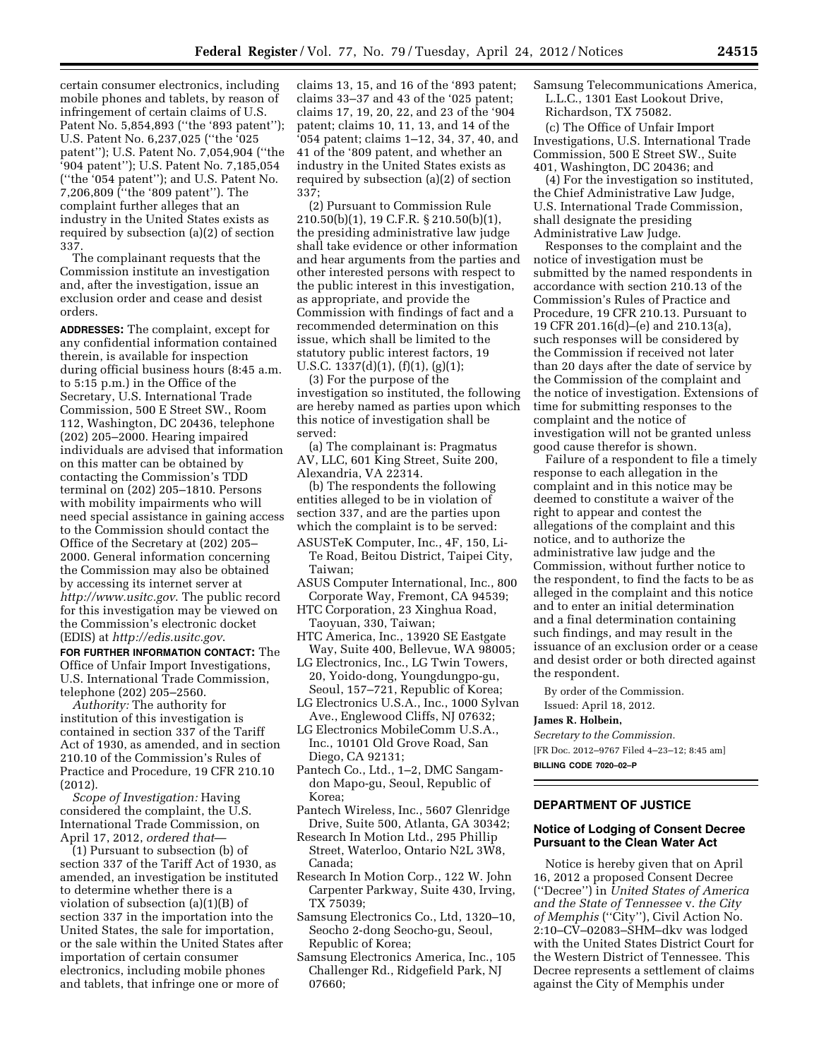certain consumer electronics, including mobile phones and tablets, by reason of infringement of certain claims of U.S. Patent No. 5,854,893 (''the '893 patent''); U.S. Patent No. 6,237,025 (''the '025 patent''); U.S. Patent No. 7,054,904 (''the '904 patent''); U.S. Patent No. 7,185,054 (''the '054 patent''); and U.S. Patent No. 7,206,809 (''the '809 patent''). The complaint further alleges that an industry in the United States exists as required by subsection (a)(2) of section 337.

The complainant requests that the Commission institute an investigation and, after the investigation, issue an exclusion order and cease and desist orders.

**ADDRESSES:** The complaint, except for any confidential information contained therein, is available for inspection during official business hours (8:45 a.m. to 5:15 p.m.) in the Office of the Secretary, U.S. International Trade Commission, 500 E Street SW., Room 112, Washington, DC 20436, telephone (202) 205–2000. Hearing impaired individuals are advised that information on this matter can be obtained by contacting the Commission's TDD terminal on (202) 205–1810. Persons with mobility impairments who will need special assistance in gaining access to the Commission should contact the Office of the Secretary at (202) 205–2000. General information concerning the Commission may also be obtained by accessing its internet server at *http://www.usitc.gov*. The public record for this investigation may be viewed on the Commission's electronic docket (EDIS) at *http://edis.usitc.gov*.

**FOR FURTHER INFORMATION CONTACT:** The Office of Unfair Import Investigations, U.S. International Trade Commission, telephone (202) 205–2560.

*Authority:* The authority for institution of this investigation is contained in section 337 of the Tariff Act of 1930, as amended, and in section 210.10 of the Commission's Rules of Practice and Procedure, 19 CFR 210.10 (2012).

*Scope of Investigation:* Having considered the complaint, the U.S. International Trade Commission, on April 17, 2012, *ordered that*—

(1) Pursuant to subsection (b) of section 337 of the Tariff Act of 1930, as amended, an investigation be instituted to determine whether there is a violation of subsection (a)(1)(B) of section 337 in the importation into the United States, the sale for importation, or the sale within the United States after importation of certain consumer electronics, including mobile phones and tablets, that infringe one or more of claims 13, 15, and 16 of the '893 patent; claims 33–37 and 43 of the '025 patent; claims 17, 19, 20, 22, and 23 of the '904 patent; claims 10, 11, 13, and 14 of the '054 patent; claims 1–12, 34, 37, 40, and 41 of the '809 patent, and whether an industry in the United States exists as required by subsection (a)(2) of section 337;

(2) Pursuant to Commission Rule 210.50(b)(1), 19 C.F.R. § 210.50(b)(1), the presiding administrative law judge shall take evidence or other information and hear arguments from the parties and other interested persons with respect to the public interest in this investigation, as appropriate, and provide the Commission with findings of fact and a recommended determination on this issue, which shall be limited to the statutory public interest factors, 19 U.S.C. 1337(d)(1), (f)(1), (g)(1);

(3) For the purpose of the investigation so instituted, the following are hereby named as parties upon which this notice of investigation shall be served:

(a) The complainant is: Pragmatus AV, LLC, 601 King Street, Suite 200, Alexandria, VA 22314.

(b) The respondents the following entities alleged to be in violation of section 337, and are the parties upon which the complaint is to be served:

ASUSTeK Computer, Inc., 4F, 150, Li-Te Road, Beitou District, Taipei City, Taiwan;
ASUS Computer International, Inc., 800 Corporate Way, Fremont, CA 94539;
HTC Corporation, 23 Xinghua Road, Taoyuan, 330, Taiwan;
HTC America, Inc., 13920 SE Eastgate Way, Suite 400, Bellevue, WA 98005;
LG Electronics, Inc., LG Twin Towers, 20, Yoido-dong, Youngdungpo-gu, Seoul, 157–721, Republic of Korea;
LG Electronics U.S.A., Inc., 1000 Sylvan Ave., Englewood Cliffs, NJ 07632;
LG Electronics MobileComm U.S.A., Inc., 10101 Old Grove Road, San Diego, CA 92131;
Pantech Co., Ltd., 1–2, DMC Sangamdon Mapo-gu, Seoul, Republic of Korea;
Pantech Wireless, Inc., 5607 Glenridge Drive, Suite 500, Atlanta, GA 30342;
Research In Motion Ltd., 295 Phillip Street, Waterloo, Ontario N2L 3W8, Canada;
Research In Motion Corp., 122 W. John Carpenter Parkway, Suite 430, Irving, TX 75039;
Samsung Electronics Co., Ltd, 1320–10, Seocho 2-dong Seocho-gu, Seoul, Republic of Korea;
Samsung Electronics America, Inc., 105 Challenger Rd., Ridgefield Park, NJ 07660;
Samsung Telecommunications America, L.L.C., 1301 East Lookout Drive, Richardson, TX 75082.

(c) The Office of Unfair Import Investigations, U.S. International Trade Commission, 500 E Street SW., Suite 401, Washington, DC 20436; and

(4) For the investigation so instituted, the Chief Administrative Law Judge, U.S. International Trade Commission, shall designate the presiding Administrative Law Judge.

Responses to the complaint and the notice of investigation must be submitted by the named respondents in accordance with section 210.13 of the Commission's Rules of Practice and Procedure, 19 CFR 210.13. Pursuant to 19 CFR 201.16(d)–(e) and 210.13(a), such responses will be considered by the Commission if received not later than 20 days after the date of service by the Commission of the complaint and the notice of investigation. Extensions of time for submitting responses to the complaint and the notice of investigation will not be granted unless good cause therefor is shown.

Failure of a respondent to file a timely response to each allegation in the complaint and in this notice may be deemed to constitute a waiver of the right to appear and contest the allegations of the complaint and this notice, and to authorize the administrative law judge and the Commission, without further notice to the respondent, to find the facts to be as alleged in the complaint and this notice and to enter an initial determination and a final determination containing such findings, and may result in the issuance of an exclusion order or a cease and desist order or both directed against the respondent.

By order of the Commission.

Issued: April 18, 2012.

**James R. Holbein,**

*Secretary to the Commission.*

[FR Doc. 2012–9767 Filed 4–23–12; 8:45 am]

**BILLING CODE 7020–02–P**

## DEPARTMENT OF JUSTICE

### Notice of Lodging of Consent Decree Pursuant to the Clean Water Act

Notice is hereby given that on April 16, 2012 a proposed Consent Decree (''Decree'') in *United States of America and the State of Tennessee* v. *the City of Memphis* (''City''), Civil Action No. 2:10–CV–02083–SHM–dkv was lodged with the United States District Court for the Western District of Tennessee. This Decree represents a settlement of claims against the City of Memphis under